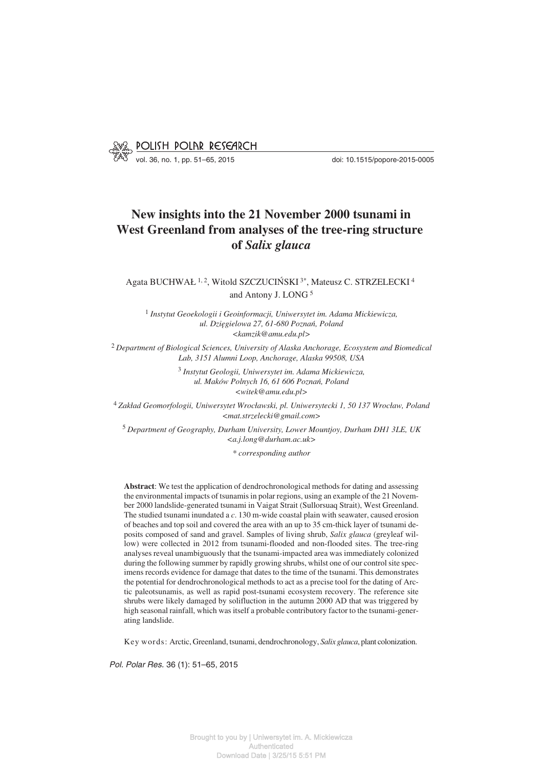# New insights into the 21 November 2000 tsunami in West Greenland from analyses of the tree-ring structure of *Salix glauca*

Agata BUCHWAŁ [1, 2], Witold SZCZUCIŃSKI [3*], Mateusz C. STRZELECKI [4] and Antony J. LONG [5]

[1] *Instytut Geoekologii i Geoinformacji, Uniwersytet im. Adama Mickiewicza, ul. Dzięgielowa 27, 61-680 Poznań, Poland* <kamzik@amu.edu.pl>

[2] *Department of Biological Sciences, University of Alaska Anchorage, Ecosystem and Biomedical Lab, 3151 Alumni Loop, Anchorage, Alaska 99508, USA*

[3] *Instytut Geologii, Uniwersytet im. Adama Mickiewicza, ul. Maków Polnych 16, 61 606 Poznań, Poland* <witek@amu.edu.pl>

[4] *Zakład Geomorfologii, Uniwersytet Wrocławski, pl. Uniwersytecki 1, 50 137 Wrocław, Poland* <mat.strzelecki@gmail.com>

[5] *Department of Geography, Durham University, Lower Mountjoy, Durham DH1 3LE, UK* <a.j.long@durham.ac.uk>

\* *corresponding author*

**Abstract**: We test the application of dendrochronological methods for dating and assessing the environmental impacts of tsunamis in polar regions, using an example of the 21 November 2000 landslide-generated tsunami in Vaigat Strait (Sullorsuaq Strait), West Greenland. The studied tsunami inundated a *c*. 130 m-wide coastal plain with seawater, caused erosion of beaches and top soil and covered the area with an up to 35 cm-thick layer of tsunami deposits composed of sand and gravel. Samples of living shrub, *Salix glauca* (greyleaf willow) were collected in 2012 from tsunami-flooded and non-flooded sites. The tree-ring analyses reveal unambiguously that the tsunami-impacted area was immediately colonized during the following summer by rapidly growing shrubs, whilst one of our control site specimens records evidence for damage that dates to the time of the tsunami. This demonstrates the potential for dendrochronological methods to act as a precise tool for the dating of Arctic paleotsunamis, as well as rapid post-tsunami ecosystem recovery. The reference site shrubs were likely damaged by solifluction in the autumn 2000 AD that was triggered by high seasonal rainfall, which was itself a probable contributory factor to the tsunami-generating landslide.

Key words: Arctic, Greenland, tsunami, dendrochronology, *Salix glauca*, plant colonization.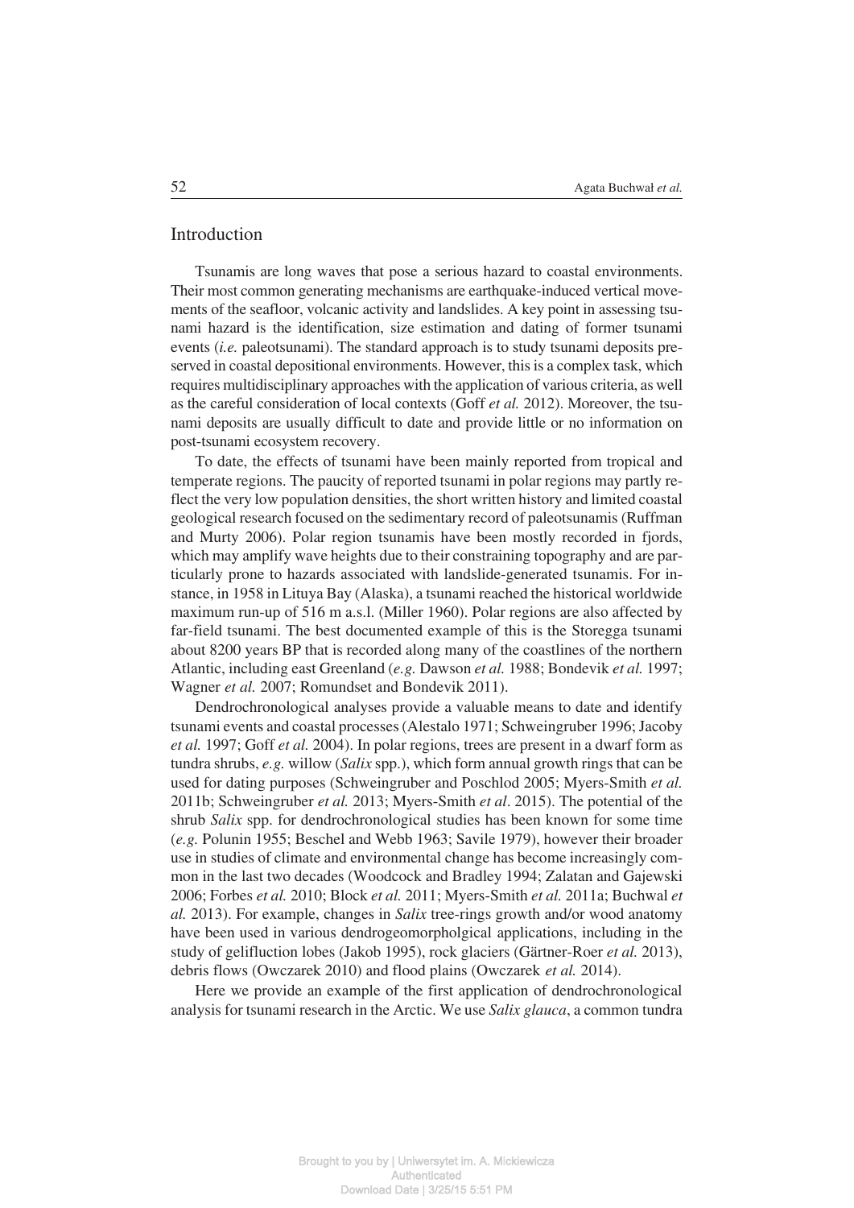## Introduction

Tsunamis are long waves that pose a serious hazard to coastal environments. Their most common generating mechanisms are earthquake-induced vertical movements of the seafloor, volcanic activity and landslides. A key point in assessing tsunami hazard is the identification, size estimation and dating of former tsunami events (*i.e.* paleotsunami). The standard approach is to study tsunami deposits preserved in coastal depositional environments. However, this is a complex task, which requires multidisciplinary approaches with the application of various criteria, as well as the careful consideration of local contexts (Goff *et al.* 2012). Moreover, the tsunami deposits are usually difficult to date and provide little or no information on post-tsunami ecosystem recovery.

To date, the effects of tsunami have been mainly reported from tropical and temperate regions. The paucity of reported tsunami in polar regions may partly reflect the very low population densities, the short written history and limited coastal geological research focused on the sedimentary record of paleotsunamis (Ruffman and Murty 2006). Polar region tsunamis have been mostly recorded in fjords, which may amplify wave heights due to their constraining topography and are particularly prone to hazards associated with landslide-generated tsunamis. For instance, in 1958 in Lituya Bay (Alaska), a tsunami reached the historical worldwide maximum run-up of 516 m a.s.l. (Miller 1960). Polar regions are also affected by far-field tsunami. The best documented example of this is the Storegga tsunami about 8200 years BP that is recorded along many of the coastlines of the northern Atlantic, including east Greenland (*e.g.* Dawson *et al.* 1988; Bondevik *et al.* 1997; Wagner *et al.* 2007; Romundset and Bondevik 2011).

Dendrochronological analyses provide a valuable means to date and identify tsunami events and coastal processes (Alestalo 1971; Schweingruber 1996; Jacoby *et al.* 1997; Goff *et al.* 2004). In polar regions, trees are present in a dwarf form as tundra shrubs, *e.g.* willow (*Salix* spp.), which form annual growth rings that can be used for dating purposes (Schweingruber and Poschlod 2005; Myers-Smith *et al.* 2011b; Schweingruber *et al.* 2013; Myers-Smith *et al*. 2015). The potential of the shrub *Salix* spp. for dendrochronological studies has been known for some time (*e.g.* Polunin 1955; Beschel and Webb 1963; Savile 1979), however their broader use in studies of climate and environmental change has become increasingly common in the last two decades (Woodcock and Bradley 1994; Zalatan and Gajewski 2006; Forbes *et al.* 2010; Block *et al.* 2011; Myers-Smith *et al.* 2011a; Buchwal *et al.* 2013). For example, changes in *Salix* tree-rings growth and/or wood anatomy have been used in various dendrogeomorpholgical applications, including in the study of gelifluction lobes (Jakob 1995), rock glaciers (Gärtner-Roer *et al.* 2013), debris flows (Owczarek 2010) and flood plains (Owczarek *et al.* 2014).

Here we provide an example of the first application of dendrochronological analysis for tsunami research in the Arctic. We use *Salix glauca*, a common tundra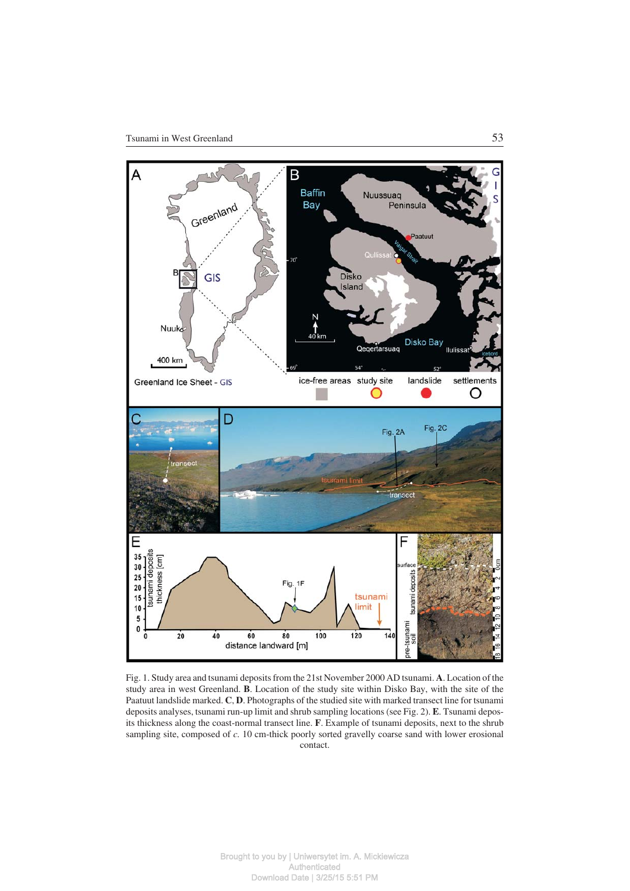Fig. 1. Study area and tsunami deposits from the 21st November 2000 AD tsunami. **A**. Location of the study area in west Greenland. **B**. Location of the studied site within Disko Bay, with the site of the Paatuut landslide marked. **C**, **D**. Photographs of the studied site with marked transect line for tsunami deposits analyses, tsunami run-up limit and shrub sampling locations (see Fig. 2). **E**. Tsunami deposits thickness along the coast-normal transect line. **F**. Example of tsunami deposits, next to the shrub sampling site, composed of *c.* 10 cm-thick poorly sorted gravelly coarse sand with lower erosional contact.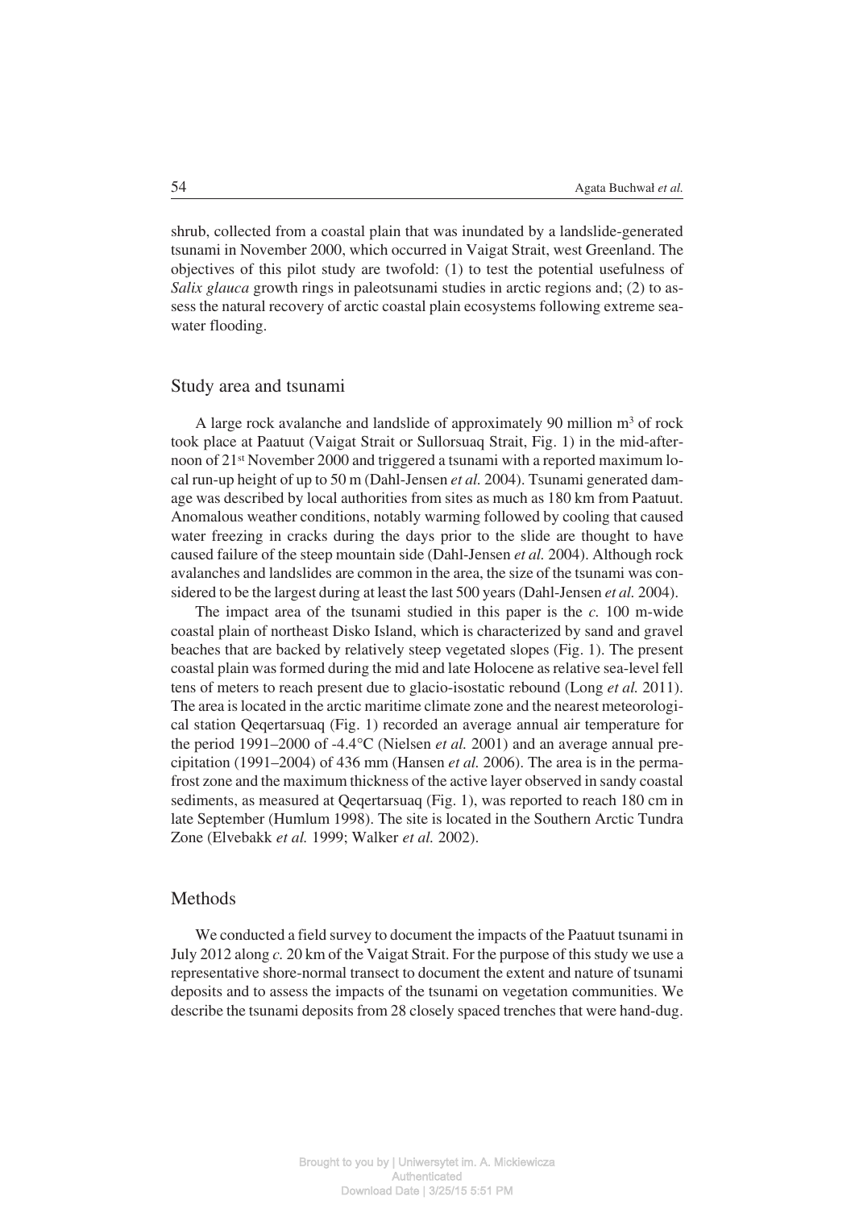shrub, collected from a coastal plain that was inundated by a landslide-generated tsunami in November 2000, which occurred in Vaigat Strait, west Greenland. The objectives of this pilot study are twofold: (1) to test the potential usefulness of *Salix glauca* growth rings in paleotsunami studies in arctic regions and; (2) to assess the natural recovery of arctic coastal plain ecosystems following extreme seawater flooding.

## Study area and tsunami

A large rock avalanche and landslide of approximately 90 million m$^3$ of rock took place at Paatuut (Vaigat Strait or Sullorsuaq Strait, Fig. 1) in the mid-afternoon of 21$^{st}$ November 2000 and triggered a tsunami with a reported maximum local run-up height of up to 50 m (Dahl-Jensen *et al.* 2004). Tsunami generated damage was described by local authorities from sites as much as 180 km from Paatuut. Anomalous weather conditions, notably warming followed by cooling that caused water freezing in cracks during the days prior to the slide are thought to have caused failure of the steep mountain side (Dahl-Jensen *et al.* 2004). Although rock avalanches and landslides are common in the area, the size of the tsunami was considered to be the largest during at least the last 500 years (Dahl-Jensen *et al.* 2004).

The impact area of the tsunami studied in this paper is the *c.* 100 m-wide coastal plain of northeast Disko Island, which is characterized by sand and gravel beaches that are backed by relatively steep vegetated slopes (Fig. 1). The present coastal plain was formed during the mid and late Holocene as relative sea-level fell tens of meters to reach present due to glacio-isostatic rebound (Long *et al.* 2011). The area is located in the arctic maritime climate zone and the nearest meteorological station Qeqertarsuaq (Fig. 1) recorded an average annual air temperature for the period 1991–2000 of -4.4°C (Nielsen *et al.* 2001) and an average annual precipitation (1991–2004) of 436 mm (Hansen *et al.* 2006). The area is in the permafrost zone and the maximum thickness of the active layer observed in sandy coastal sediments, as measured at Qeqertarsuaq (Fig. 1), was reported to reach 180 cm in late September (Humlum 1998). The site is located in the Southern Arctic Tundra Zone (Elvebakk *et al.* 1999; Walker *et al.* 2002).

## Methods

We conducted a field survey to document the impacts of the Paatuut tsunami in July 2012 along *c.* 20 km of the Vaigat Strait. For the purpose of this study we use a representative shore-normal transect to document the extent and nature of tsunami deposits and to assess the impacts of the tsunami on vegetation communities. We describe the tsunami deposits from 28 closely spaced trenches that were hand-dug.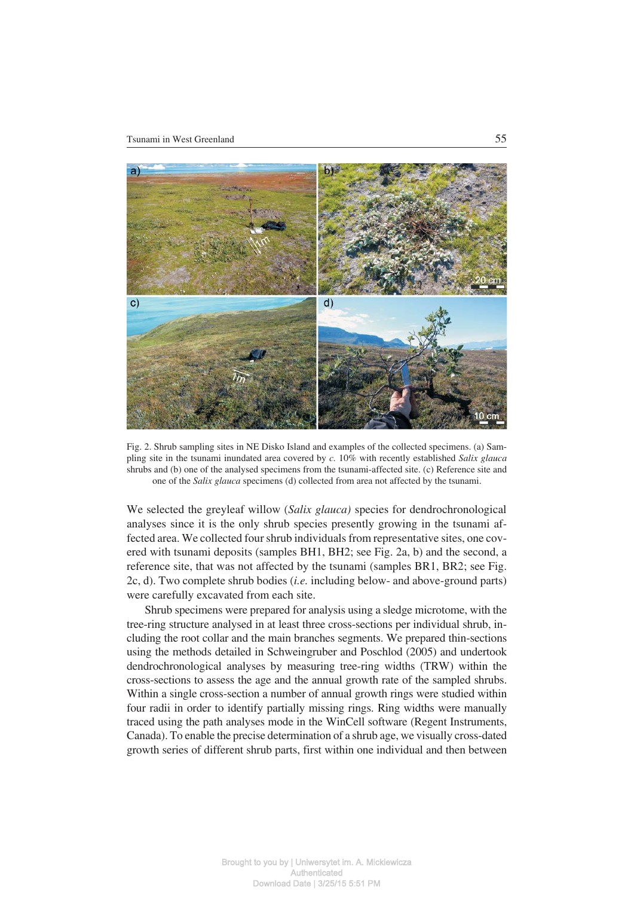Fig. 2. Shrub sampling sites in NE Disko Island and examples of the collected specimens. (a) Sampling site in the tsunami inundated area covered by *c.* 10% with recently established *Salix glauca* shrubs and (b) one of the analysed specimens from the tsunami-affected site. (c) Reference site and one of the *Salix glauca* specimens (d) collected from area not affected by the tsunami.

We selected the greyleaf willow (*Salix glauca)* species for dendrochronological analyses since it is the only shrub species presently growing in the tsunami affected area. We collected four shrub individuals from representative sites, one covered with tsunami deposits (samples BH1, BH2; see Fig. 2a, b) and the second, a reference site, that was not affected by the tsunami (samples BR1, BR2; see Fig. 2c, d). Two complete shrub bodies (*i.e.* including below- and above-ground parts) were carefully excavated from each site.

Shrub specimens were prepared for analysis using a sledge microtome, with the tree-ring structure analysed in at least three cross-sections per individual shrub, including the root collar and the main branches segments. We prepared thin-sections using the methods detailed in Schweingruber and Poschlod (2005) and undertook dendrochronological analyses by measuring tree-ring widths (TRW) within the cross-sections to assess the age and the annual growth rate of the sampled shrubs. Within a single cross-section a number of annual growth rings were studied within four radii in order to identify partially missing rings. Ring widths were manually traced using the path analyses mode in the WinCell software (Regent Instruments, Canada). To enable the precise determination of a shrub age, we visually cross-dated growth series of different shrub parts, first within one individual and then between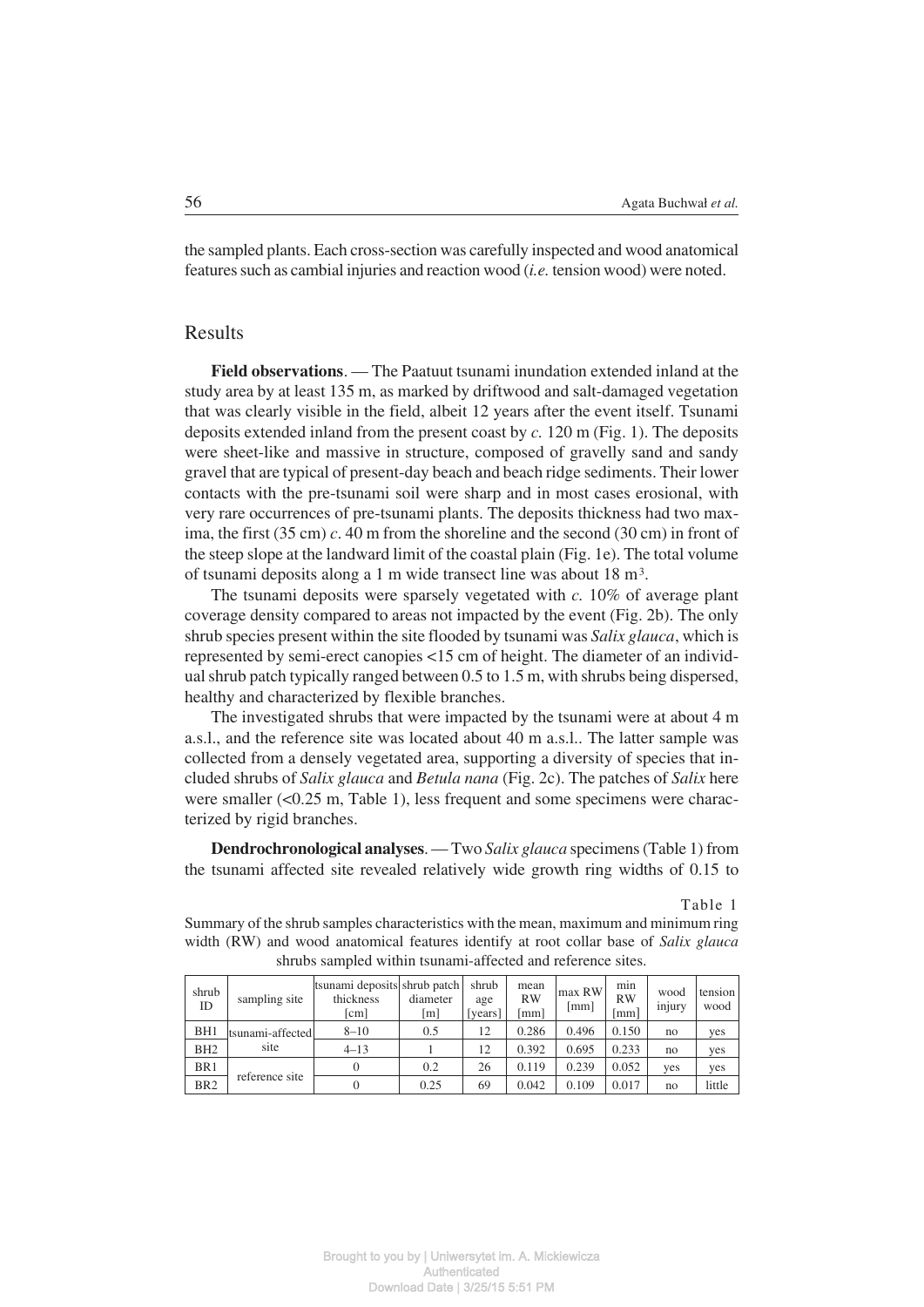the sampled plants. Each cross-section was carefully inspected and wood anatomical features such as cambial injuries and reaction wood (*i.e.* tension wood) were noted.

## Results

**Field observations**. — The Paatuut tsunami inundation extended inland at the study area by at least 135 m, as marked by driftwood and salt-damaged vegetation that was clearly visible in the field, albeit 12 years after the event itself. Tsunami deposits extended inland from the present coast by *c.* 120 m (Fig. 1). The deposits were sheet-like and massive in structure, composed of gravelly sand and sandy gravel that are typical of present-day beach and beach ridge sediments. Their lower contacts with the pre-tsunami soil were sharp and in most cases erosional, with very rare occurrences of pre-tsunami plants. The deposits thickness had two maxima, the first (35 cm) *c*. 40 m from the shoreline and the second (30 cm) in front of the steep slope at the landward limit of the coastal plain (Fig. 1e). The total volume of tsunami deposits along a 1 m wide transect line was about 18 m$^3$.

The tsunami deposits were sparsely vegetated with *c.* 10% of average plant coverage density compared to areas not impacted by the event (Fig. 2b). The only shrub species present within the site flooded by tsunami was *Salix glauca*, which is represented by semi-erect canopies <15 cm of height. The diameter of an individual shrub patch typically ranged between 0.5 to 1.5 m, with shrubs being dispersed, healthy and characterized by flexible branches.

The investigated shrubs that were impacted by the tsunami were at about 4 m a.s.l., and the reference site was located about 40 m a.s.l.. The latter sample was collected from a densely vegetated area, supporting a diversity of species that included shrubs of *Salix glauca* and *Betula nana* (Fig. 2c). The patches of *Salix* here were smaller (<0.25 m, Table 1), less frequent and some specimens were characterized by rigid branches.

**Dendrochronological analyses**. — Two *Salix glauca* specimens (Table 1) from the tsunami affected site revealed relatively wide growth ring widths of 0.15 to

Table 1

Summary of the shrub samples characteristics with the mean, maximum and minimum ring width (RW) and wood anatomical features identify at root collar base of *Salix glauca* shrubs sampled within tsunami-affected and reference sites.

| shrub ID | sampling site | tsunami deposits thickness [cm] | shrub patch diameter [m] | shrub age [years] | mean RW [mm] | max RW [mm] | min RW [mm] | wood injury | tension wood |
|---|---|---|---|---|---|---|---|---|---|
| BH1 | tsunami-affected site | 8–10 | 0.5 | 12 | 0.286 | 0.496 | 0.150 | no | yes |
| BH2 | | 4–13 | 1 | 12 | 0.392 | 0.695 | 0.233 | no | yes |
| BR1 | reference site | 0 | 0.2 | 26 | 0.119 | 0.239 | 0.052 | yes | yes |
| BR2 | | 0 | 0.25 | 69 | 0.042 | 0.109 | 0.017 | no | little |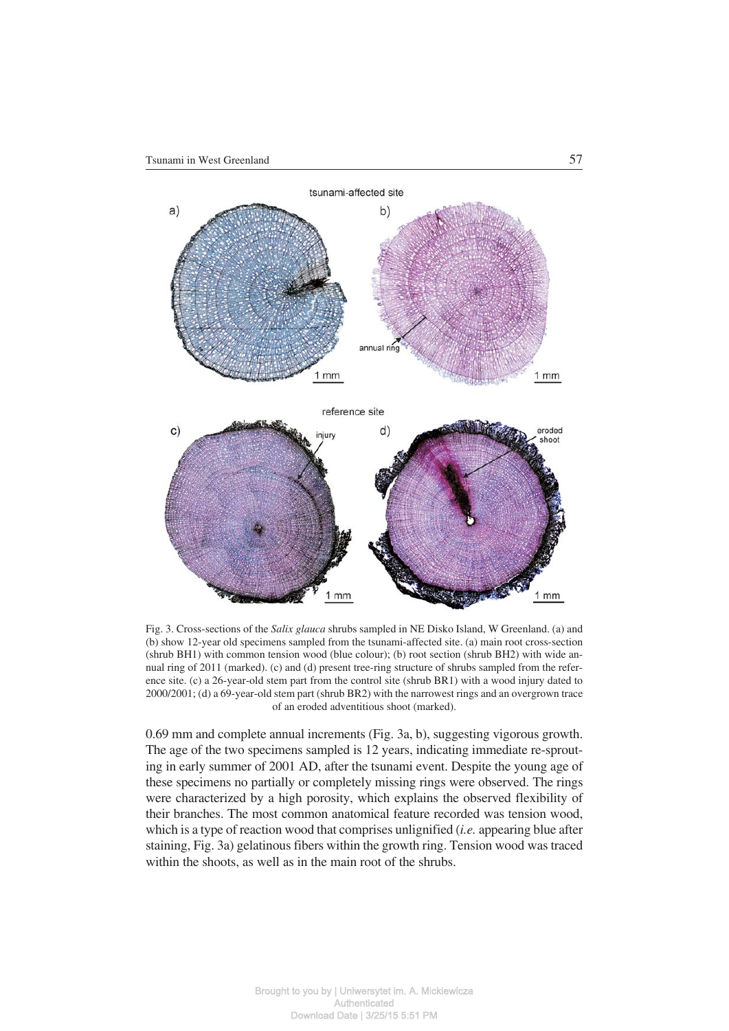Fig. 3. Cross-sections of the *Salix glauca* shrubs sampled in NE Disko Island, W Greenland. (a) and (b) show 12-year old specimens sampled from the tsunami-affected site. (a) main root cross-section (shrub BH1) with common tension wood (blue colour); (b) root section (shrub BH2) with wide annual ring of 2011 (marked). (c) and (d) present tree-ring structure of shrubs sampled from the reference site. (c) a 26-year-old stem part from the control site (shrub BR1) with a wood injury dated to 2000/2001; (d) a 69-year-old stem part (shrub BR2) with the narrowest rings and an overgrown trace of an eroded adventitious shoot (marked).

0.69 mm and complete annual increments (Fig. 3a, b), suggesting vigorous growth. The age of the two specimens sampled is 12 years, indicating immediate re-sprouting in early summer of 2001 AD, after the tsunami event. Despite the young age of these specimens no partially or completely missing rings were observed. The rings were characterized by a high porosity, which explains the observed flexibility of their branches. The most common anatomical feature recorded was tension wood, which is a type of reaction wood that comprises unlignified (*i.e.* appearing blue after staining, Fig. 3a) gelatinous fibers within the growth ring. Tension wood was traced within the shoots, as well as in the main root of the shrubs.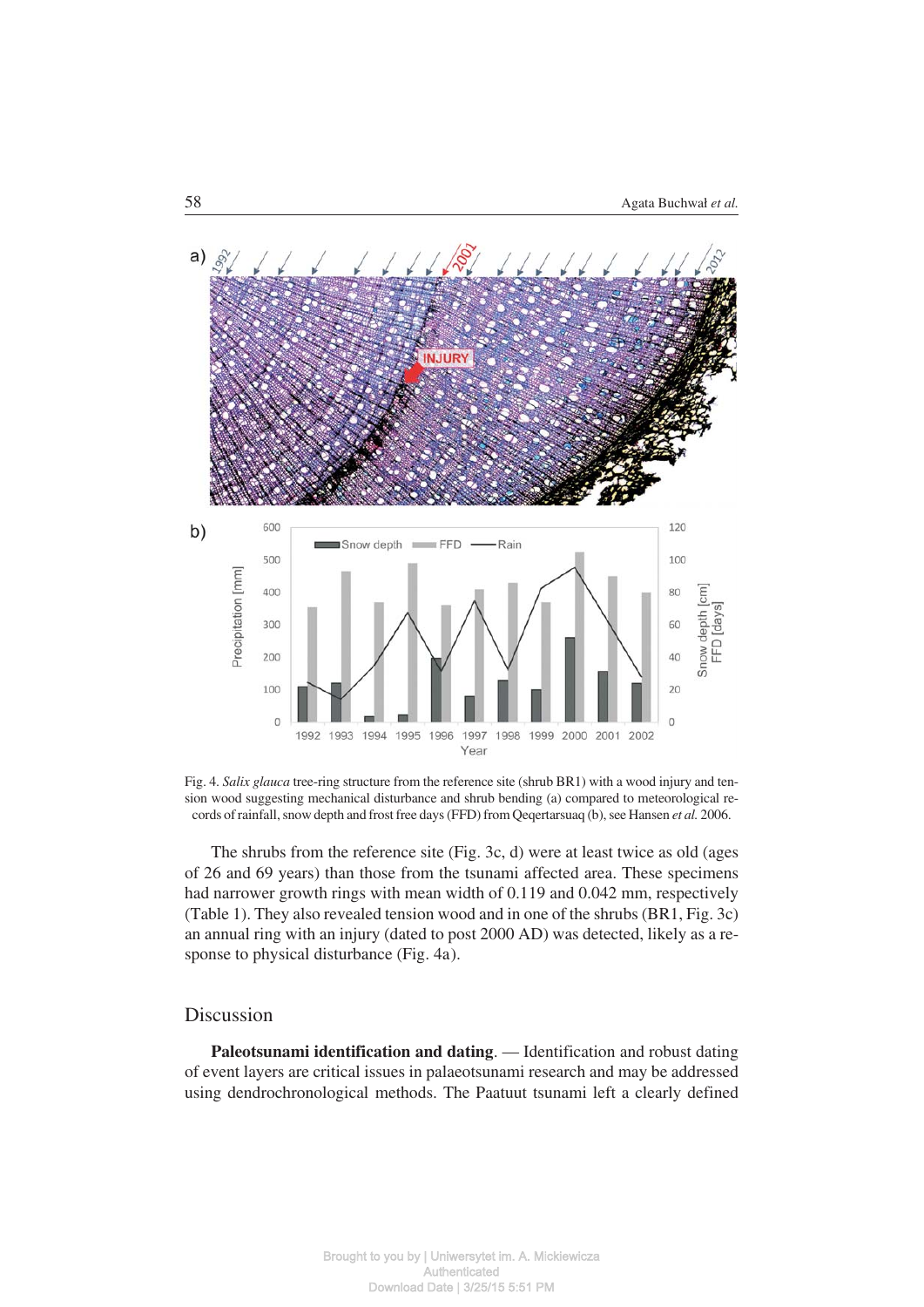Fig. 4. *Salix glauca* tree-ring structure from the reference site (shrub BR1) with a wood injury and tension wood suggesting mechanical disturbance and shrub bending (a) compared to meteorological records of rainfall, snow depth and frost free days (FFD) from Qeqertarsuaq (b), see Hansen *et al.* 2006.

The shrubs from the reference site (Fig. 3c, d) were at least twice as old (ages of 26 and 69 years) than those from the tsunami affected area. These specimens had narrower growth rings with mean width of 0.119 and 0.042 mm, respectively (Table 1). They also revealed tension wood and in one of the shrubs (BR1, Fig. 3c) an annual ring with an injury (dated to post 2000 AD) was detected, likely as a response to physical disturbance (Fig. 4a).

## Discussion

**Paleotsunami identification and dating**. — Identification and robust dating of event layers are critical issues in palaeotsunami research and may be addressed using dendrochronological methods. The Paatuut tsunami left a clearly defined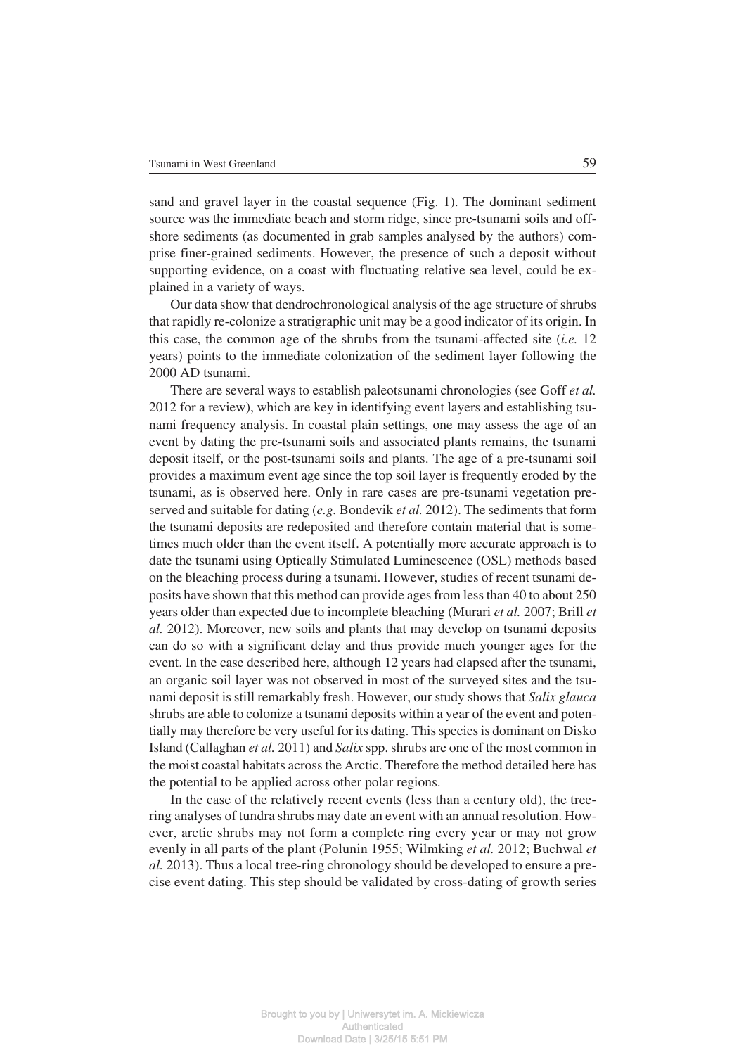sand and gravel layer in the coastal sequence (Fig. 1). The dominant sediment source was the immediate beach and storm ridge, since pre-tsunami soils and off-shore sediments (as documented in grab samples analysed by the authors) comprise finer-grained sediments. However, the presence of such a deposit without supporting evidence, on a coast with fluctuating relative sea level, could be explained in a variety of ways.

Our data show that dendrochronological analysis of the age structure of shrubs that rapidly re-colonize a stratigraphic unit may be a good indicator of its origin. In this case, the common age of the shrubs from the tsunami-affected site (*i.e.* 12 years) points to the immediate colonization of the sediment layer following the 2000 AD tsunami.

There are several ways to establish paleotsunami chronologies (see Goff *et al.* 2012 for a review), which are key in identifying event layers and establishing tsunami frequency analysis. In coastal plain settings, one may assess the age of an event by dating the pre-tsunami soils and associated plants remains, the tsunami deposit itself, or the post-tsunami soils and plants. The age of a pre-tsunami soil provides a maximum event age since the top soil layer is frequently eroded by the tsunami, as is observed here. Only in rare cases are pre-tsunami vegetation preserved and suitable for dating (*e.g.* Bondevik *et al.* 2012). The sediments that form the tsunami deposits are redeposited and therefore contain material that is sometimes much older than the event itself. A potentially more accurate approach is to date the tsunami using Optically Stimulated Luminescence (OSL) methods based on the bleaching process during a tsunami. However, studies of recent tsunami deposits have shown that this method can provide ages from less than 40 to about 250 years older than expected due to incomplete bleaching (Murari *et al.* 2007; Brill *et al.* 2012). Moreover, new soils and plants that may develop on tsunami deposits can do so with a significant delay and thus provide much younger ages for the event. In the case described here, although 12 years had elapsed after the tsunami, an organic soil layer was not observed in most of the surveyed sites and the tsunami deposit is still remarkably fresh. However, our study shows that *Salix glauca* shrubs are able to colonize a tsunami deposits within a year of the event and potentially may therefore be very useful for its dating. This species is dominant on Disko Island (Callaghan *et al.* 2011) and *Salix* spp. shrubs are one of the most common in the moist coastal habitats across the Arctic. Therefore the method detailed here has the potential to be applied across other polar regions.

In the case of the relatively recent events (less than a century old), the tree-ring analyses of tundra shrubs may date an event with an annual resolution. However, arctic shrubs may not form a complete ring every year or may not grow evenly in all parts of the plant (Polunin 1955; Wilmking *et al.* 2012; Buchwal *et al.* 2013). Thus a local tree-ring chronology should be developed to ensure a precise event dating. This step should be validated by cross-dating of growth series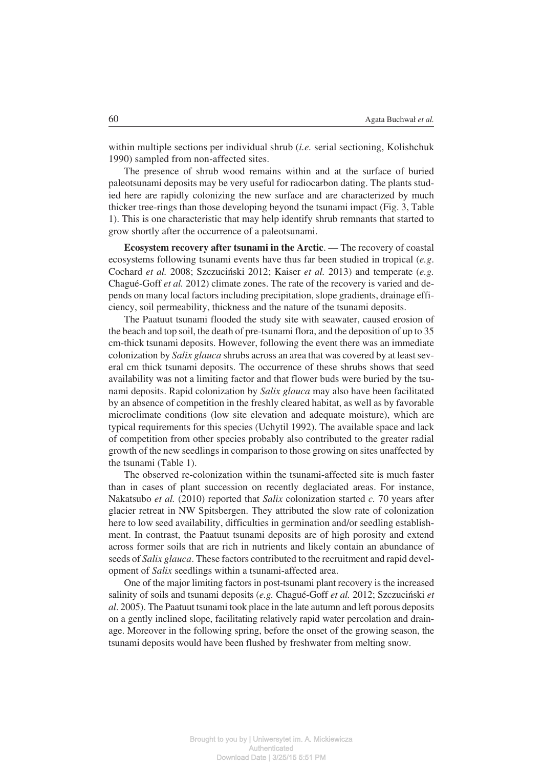within multiple sections per individual shrub (*i.e.* serial sectioning, Kolishchuk 1990) sampled from non-affected sites.

The presence of shrub wood remains within and at the surface of buried paleotsunami deposits may be very useful for radiocarbon dating. The plants studied here are rapidly colonizing the new surface and are characterized by much thicker tree-rings than those developing beyond the tsunami impact (Fig. 3, Table 1). This is one characteristic that may help identify shrub remnants that started to grow shortly after the occurrence of a paleotsunami.

**Ecosystem recovery after tsunami in the Arctic**. — The recovery of coastal ecosystems following tsunami events have thus far been studied in tropical (*e.g*. Cochard *et al.* 2008; Szczuciński 2012; Kaiser *et al.* 2013) and temperate (*e.g.* Chagué-Goff *et al.* 2012) climate zones. The rate of the recovery is varied and depends on many local factors including precipitation, slope gradients, drainage efficiency, soil permeability, thickness and the nature of the tsunami deposits.

The Paatuut tsunami flooded the study site with seawater, caused erosion of the beach and top soil, the death of pre-tsunami flora, and the deposition of up to 35 cm-thick tsunami deposits. However, following the event there was an immediate colonization by *Salix glauca* shrubs across an area that was covered by at least several cm thick tsunami deposits. The occurrence of these shrubs shows that seed availability was not a limiting factor and that flower buds were buried by the tsunami deposits. Rapid colonization by *Salix glauca* may also have been facilitated by an absence of competition in the freshly cleared habitat, as well as by favorable microclimate conditions (low site elevation and adequate moisture), which are typical requirements for this species (Uchytil 1992). The available space and lack of competition from other species probably also contributed to the greater radial growth of the new seedlings in comparison to those growing on sites unaffected by the tsunami (Table 1).

The observed re-colonization within the tsunami-affected site is much faster than in cases of plant succession on recently deglaciated areas. For instance, Nakatsubo *et al.* (2010) reported that *Salix* colonization started *c.* 70 years after glacier retreat in NW Spitsbergen. They attributed the slow rate of colonization here to low seed availability, difficulties in germination and/or seedling establishment. In contrast, the Paatuut tsunami deposits are of high porosity and extend across former soils that are rich in nutrients and likely contain an abundance of seeds of *Salix glauca*. These factors contributed to the recruitment and rapid development of *Salix* seedlings within a tsunami-affected area.

One of the major limiting factors in post-tsunami plant recovery is the increased salinity of soils and tsunami deposits (*e.g.* Chagué-Goff *et al.* 2012; Szczuciński *et al*. 2005). The Paatuut tsunami took place in the late autumn and left porous deposits on a gently inclined slope, facilitating relatively rapid water percolation and drainage. Moreover in the following spring, before the onset of the growing season, the tsunami deposits would have been flushed by freshwater from melting snow.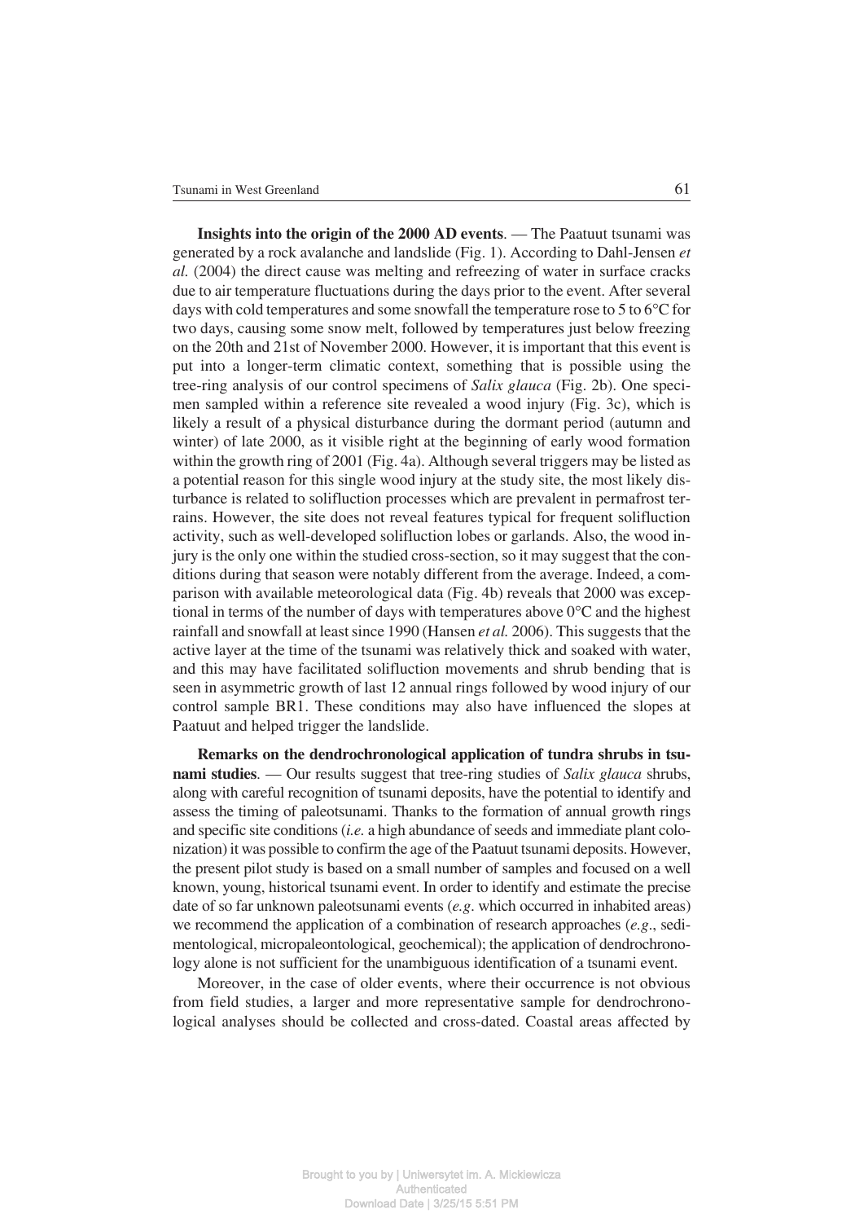**Insights into the origin of the 2000 AD events**. — The Paatuut tsunami was generated by a rock avalanche and landslide (Fig. 1). According to Dahl-Jensen *et al.* (2004) the direct cause was melting and refreezing of water in surface cracks due to air temperature fluctuations during the days prior to the event. After several days with cold temperatures and some snowfall the temperature rose to 5 to 6°C for two days, causing some snow melt, followed by temperatures just below freezing on the 20th and 21st of November 2000. However, it is important that this event is put into a longer-term climatic context, something that is possible using the tree-ring analysis of our control specimens of *Salix glauca* (Fig. 2b). One specimen sampled within a reference site revealed a wood injury (Fig. 3c), which is likely a result of a physical disturbance during the dormant period (autumn and winter) of late 2000, as it visible right at the beginning of early wood formation within the growth ring of 2001 (Fig. 4a). Although several triggers may be listed as a potential reason for this single wood injury at the study site, the most likely disturbance is related to solifluction processes which are prevalent in permafrost terrains. However, the site does not reveal features typical for frequent solifluction activity, such as well-developed solifluction lobes or garlands. Also, the wood injury is the only one within the studied cross-section, so it may suggest that the conditions during that season were notably different from the average. Indeed, a comparison with available meteorological data (Fig. 4b) reveals that 2000 was exceptional in terms of the number of days with temperatures above 0°C and the highest rainfall and snowfall at least since 1990 (Hansen *et al.* 2006). This suggests that the active layer at the time of the tsunami was relatively thick and soaked with water, and this may have facilitated solifluction movements and shrub bending that is seen in asymmetric growth of last 12 annual rings followed by wood injury of our control sample BR1. These conditions may also have influenced the slopes at Paatuut and helped trigger the landslide.

**Remarks on the dendrochronological application of tundra shrubs in tsunami studies**. — Our results suggest that tree-ring studies of *Salix glauca* shrubs, along with careful recognition of tsunami deposits, have the potential to identify and assess the timing of paleotsunami. Thanks to the formation of annual growth rings and specific site conditions (*i.e.* a high abundance of seeds and immediate plant colonization) it was possible to confirm the age of the Paatuut tsunami deposits. However, the present pilot study is based on a small number of samples and focused on a well known, young, historical tsunami event. In order to identify and estimate the precise date of so far unknown paleotsunami events (*e.g*. which occurred in inhabited areas) we recommend the application of a combination of research approaches (*e.g*., sedimentological, micropaleontological, geochemical); the application of dendrochronology alone is not sufficient for the unambiguous identification of a tsunami event.

Moreover, in the case of older events, where their occurrence is not obvious from field studies, a larger and more representative sample for dendrochronological analyses should be collected and cross-dated. Coastal areas affected by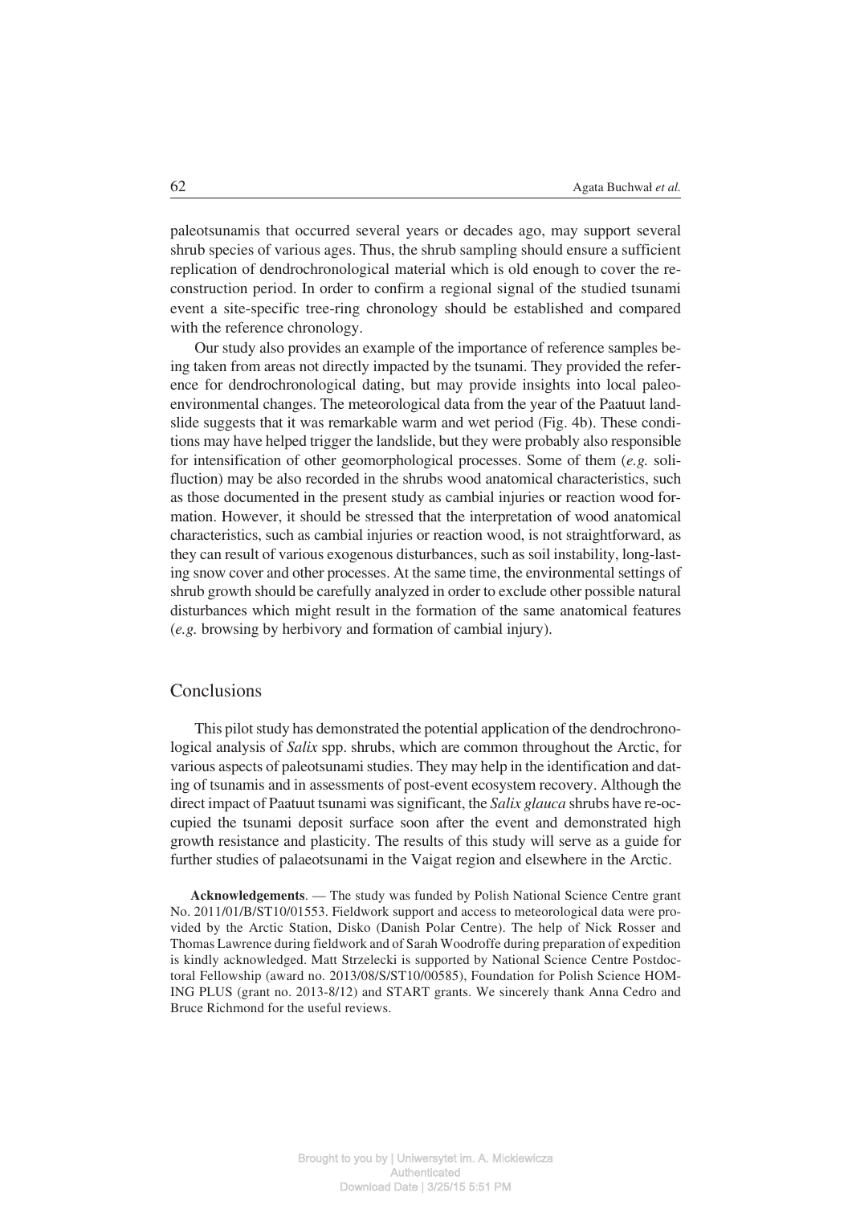paleotsunamis that occurred several years or decades ago, may support several shrub species of various ages. Thus, the shrub sampling should ensure a sufficient replication of dendrochronological material which is old enough to cover the reconstruction period. In order to confirm a regional signal of the studied tsunami event a site-specific tree-ring chronology should be established and compared with the reference chronology.

Our study also provides an example of the importance of reference samples being taken from areas not directly impacted by the tsunami. They provided the reference for dendrochronological dating, but may provide insights into local paleoenvironmental changes. The meteorological data from the year of the Paatuut landslide suggests that it was remarkable warm and wet period (Fig. 4b). These conditions may have helped trigger the landslide, but they were probably also responsible for intensification of other geomorphological processes. Some of them (*e.g.* solifluction) may be also recorded in the shrubs wood anatomical characteristics, such as those documented in the present study as cambial injuries or reaction wood formation. However, it should be stressed that the interpretation of wood anatomical characteristics, such as cambial injuries or reaction wood, is not straightforward, as they can result of various exogenous disturbances, such as soil instability, long-lasting snow cover and other processes. At the same time, the environmental settings of shrub growth should be carefully analyzed in order to exclude other possible natural disturbances which might result in the formation of the same anatomical features (*e.g.* browsing by herbivory and formation of cambial injury).

## Conclusions

This pilot study has demonstrated the potential application of the dendrochronological analysis of *Salix* spp. shrubs, which are common throughout the Arctic, for various aspects of paleotsunami studies. They may help in the identification and dating of tsunamis and in assessments of post-event ecosystem recovery. Although the direct impact of Paatuut tsunami was significant, the *Salix glauca* shrubs have re-occupied the tsunami deposit surface soon after the event and demonstrated high growth resistance and plasticity. The results of this study will serve as a guide for further studies of palaeotsunami in the Vaigat region and elsewhere in the Arctic.

**Acknowledgements**. — The study was funded by Polish National Science Centre grant No. 2011/01/B/ST10/01553. Fieldwork support and access to meteorological data were provided by the Arctic Station, Disko (Danish Polar Centre). The help of Nick Rosser and Thomas Lawrence during fieldwork and of Sarah Woodroffe during preparation of expedition is kindly acknowledged. Matt Strzelecki is supported by National Science Centre Postdoctoral Fellowship (award no. 2013/08/S/ST10/00585), Foundation for Polish Science HOMING PLUS (grant no. 2013-8/12) and START grants. We sincerely thank Anna Cedro and Bruce Richmond for the useful reviews.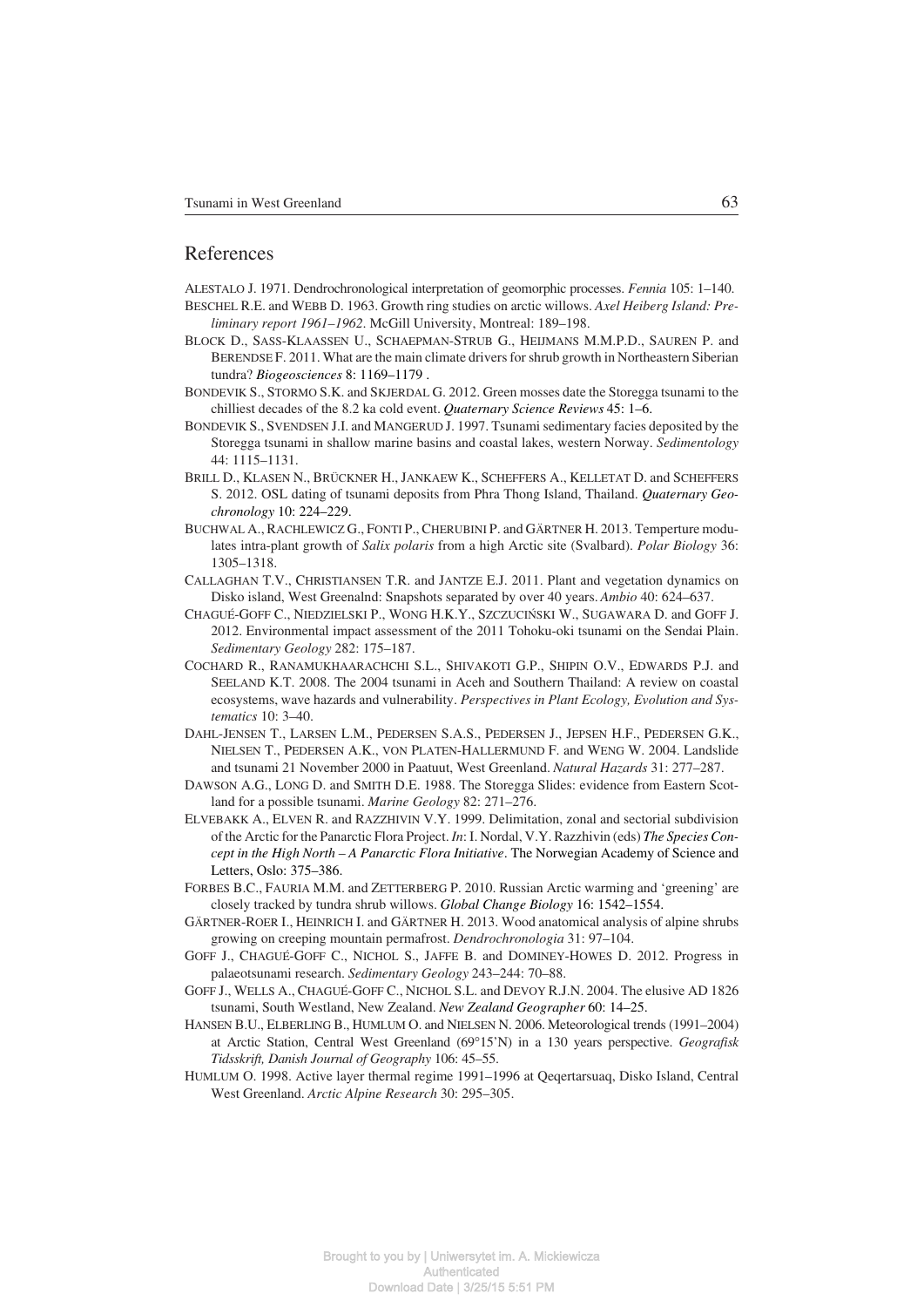## References

ALESTALO J. 1971. Dendrochronological interpretation of geomorphic processes. *Fennia* 105: 1–140.

BESCHEL R.E. and WEBB D. 1963. Growth ring studies on arctic willows. *Axel Heiberg Island: Preliminary report 1961–1962*. McGill University, Montreal: 189–198.

BLOCK D., SASS-KLAASSEN U., SCHAEPMAN-STRUB G., HEIJMANS M.M.P.D., SAUREN P. and BERENDSE F. 2011. What are the main climate drivers for shrub growth in Northeastern Siberian tundra? *Biogeosciences* 8: 1169–1179 .

BONDEVIK S., STORMO S.K. and SKJERDAL G. 2012. Green mosses date the Storegga tsunami to the chilliest decades of the 8.2 ka cold event. *Quaternary Science Reviews* 45: 1–6.

BONDEVIK S., SVENDSEN J.I. and MANGERUD J. 1997. Tsunami sedimentary facies deposited by the Storegga tsunami in shallow marine basins and coastal lakes, western Norway. *Sedimentology* 44: 1115–1131.

BRILL D., KLASEN N., BRÜCKNER H., JANKAEW K., SCHEFFERS A., KELLETAT D. and SCHEFFERS S. 2012. OSL dating of tsunami deposits from Phra Thong Island, Thailand. *Quaternary Geochronology* 10: 224–229.

BUCHWAL A., RACHLEWICZ G., FONTI P., CHERUBINI P. and GÄRTNER H. 2013. Temperture modulates intra-plant growth of *Salix polaris* from a high Arctic site (Svalbard). *Polar Biology* 36: 1305–1318.

CALLAGHAN T.V., CHRISTIANSEN T.R. and JANTZE E.J. 2011. Plant and vegetation dynamics on Disko island, West Greenalnd: Snapshots separated by over 40 years. *Ambio* 40: 624–637.

CHAGUÉ-GOFF C., NIEDZIELSKI P., WONG H.K.Y., SZCZUCIŃSKI W., SUGAWARA D. and GOFF J. 2012. Environmental impact assessment of the 2011 Tohoku-oki tsunami on the Sendai Plain. *Sedimentary Geology* 282: 175–187.

COCHARD R., RANAMUKHAARACHCHI S.L., SHIVAKOTI G.P., SHIPIN O.V., EDWARDS P.J. and SEELAND K.T. 2008. The 2004 tsunami in Aceh and Southern Thailand: A review on coastal ecosystems, wave hazards and vulnerability. *Perspectives in Plant Ecology, Evolution and Systematics* 10: 3–40.

DAHL-JENSEN T., LARSEN L.M., PEDERSEN S.A.S., PEDERSEN J., JEPSEN H.F., PEDERSEN G.K., NIELSEN T., PEDERSEN A.K., VON PLATEN-HALLERMUND F. and WENG W. 2004. Landslide and tsunami 21 November 2000 in Paatuut, West Greenland. *Natural Hazards* 31: 277–287.

DAWSON A.G., LONG D. and SMITH D.E. 1988. The Storegga Slides: evidence from Eastern Scotland for a possible tsunami. *Marine Geology* 82: 271–276.

ELVEBAKK A., ELVEN R. and RAZZHIVIN V.Y. 1999. Delimitation, zonal and sectorial subdivision of the Arctic for the Panarctic Flora Project. *In*: I. Nordal, V.Y. Razzhivin (eds) *The Species Concept in the High North – A Panarctic Flora Initiative*. The Norwegian Academy of Science and Letters, Oslo: 375–386.

FORBES B.C., FAURIA M.M. and ZETTERBERG P. 2010. Russian Arctic warming and 'greening' are closely tracked by tundra shrub willows. *Global Change Biology* 16: 1542–1554.

GÄRTNER-ROER I., HEINRICH I. and GÄRTNER H. 2013. Wood anatomical analysis of alpine shrubs growing on creeping mountain permafrost. *Dendrochronologia* 31: 97–104.

GOFF J., CHAGUÉ-GOFF C., NICHOL S., JAFFE B. and DOMINEY-HOWES D. 2012. Progress in palaeotsunami research. *Sedimentary Geology* 243–244: 70–88.

GOFF J., WELLS A., CHAGUÉ-GOFF C., NICHOL S.L. and DEVOY R.J.N. 2004. The elusive AD 1826 tsunami, South Westland, New Zealand. *New Zealand Geographer* 60: 14–25.

HANSEN B.U., ELBERLING B., HUMLUM O. and NIELSEN N. 2006. Meteorological trends (1991–2004) at Arctic Station, Central West Greenland (69°15'N) in a 130 years perspective. *Geografisk Tidsskrift, Danish Journal of Geography* 106: 45–55.

HUMLUM O. 1998. Active layer thermal regime 1991–1996 at Qeqertarsuaq, Disko Island, Central West Greenland. *Arctic Alpine Research* 30: 295–305.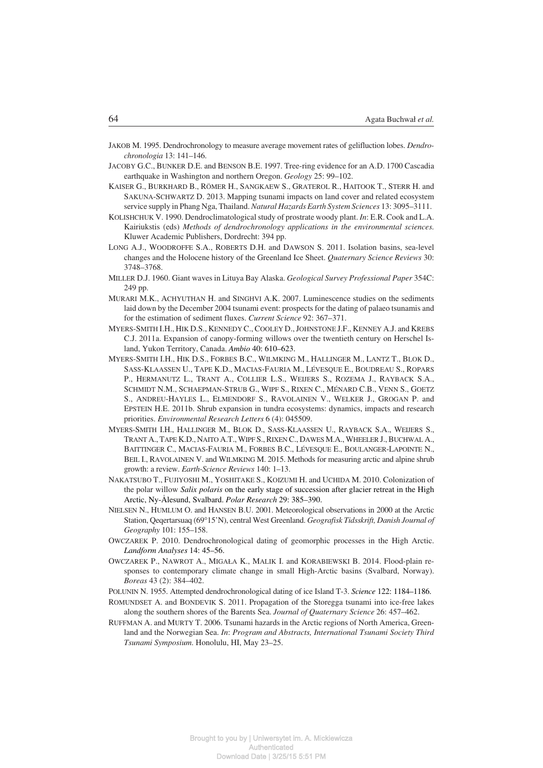JAKOB M. 1995. Dendrochronology to measure average movement rates of gelifluction lobes. *Dendrochronologia* 13: 141–146.

JACOBY G.C., BUNKER D.E. and BENSON B.E. 1997. Tree-ring evidence for an A.D. 1700 Cascadia earthquake in Washington and northern Oregon. *Geology* 25: 99–102.

KAISER G., BURKHARD B., RÖMER H., SANGKAEW S., GRATEROL R., HAITOOK T., STERR H. and SAKUNA-SCHWARTZ D. 2013. Mapping tsunami impacts on land cover and related ecosystem service supply in Phang Nga, Thailand. *Natural Hazards Earth System Sciences* 13: 3095–3111.

KOLISHCHUK V. 1990. Dendroclimatological study of prostrate woody plant. *In*: E.R. Cook and L.A. Kairiukstis (eds) *Methods of dendrochronology applications in the environmental sciences.* Kluwer Academic Publishers, Dordrecht: 394 pp.

LONG A.J., WOODROFFE S.A., ROBERTS D.H. and DAWSON S. 2011. Isolation basins, sea-level changes and the Holocene history of the Greenland Ice Sheet. *Quaternary Science Reviews* 30: 3748–3768.

MILLER D.J. 1960. Giant waves in Lituya Bay Alaska. *Geological Survey Professional Paper* 354C: 249 pp.

MURARI M.K., ACHYUTHAN H. and SINGHVI A.K. 2007. Luminescence studies on the sediments laid down by the December 2004 tsunami event: prospects for the dating of palaeo tsunamis and for the estimation of sediment fluxes. *Current Science* 92: 367–371.

MYERS-SMITH I.H., HIK D.S., KENNEDY C., COOLEY D., JOHNSTONE J.F., KENNEY A.J. and KREBS C.J. 2011a. Expansion of canopy-forming willows over the twentieth century on Herschel Island, Yukon Territory, Canada. *Ambio* 40: 610–623.

MYERS-SMITH I.H., HIK D.S., FORBES B.C., WILMKING M., HALLINGER M., LANTZ T., BLOK D., SASS-KLAASSEN U., TAPE K.D., MACIAS-FAURIA M., LÉVESQUE E., BOUDREAU S., ROPARS P., HERMANUTZ L., TRANT A., COLLIER L.S., WEIJERS S., ROZEMA J., RAYBACK S.A., SCHMIDT N.M., SCHAEPMAN-STRUB G., WIPF S., RIXEN C., MÉNARD C.B., VENN S., GOETZ S., ANDREU-HAYLES L., ELMENDORF S., RAVOLAINEN V., WELKER J., GROGAN P. and EPSTEIN H.E. 2011b. Shrub expansion in tundra ecosystems: dynamics, impacts and research priorities. *Environmental Research Letters* 6 (4): 045509.

MYERS-SMITH I.H., HALLINGER M., BLOK D., SASS-KLAASSEN U., RAYBACK S.A., WEIJERS S., TRANT A., TAPE K.D., NAITO A.T., WIPF S., RIXEN C., DAWES M.A., WHEELER J., BUCHWAL A., BAITTINGER C., MACIAS-FAURIA M., FORBES B.C., LÉVESQUE E., BOULANGER-LAPOINTE N., BEIL I., RAVOLAINEN V. and WILMKING M. 2015. Methods for measuring arctic and alpine shrub growth: a review. *Earth-Science Reviews* 140: 1–13.

NAKATSUBO T., FUJIYOSHI M., YOSHITAKE S., KOIZUMI H. and UCHIDA M. 2010. Colonization of the polar willow *Salix polaris* on the early stage of succession after glacier retreat in the High Arctic, Ny-Ålesund, Svalbard. *Polar Research* 29: 385–390.

NIELSEN N., HUMLUM O. and HANSEN B.U. 2001. Meteorological observations in 2000 at the Arctic Station, Qeqertarsuaq (69°15'N), central West Greenland. *Geografisk Tidsskrift, Danish Journal of Geography* 101: 155–158.

OWCZAREK P. 2010. Dendrochronological dating of geomorphic processes in the High Arctic. *Landform Analyses* 14: 45–56.

OWCZAREK P., NAWROT A., MIGAŁA K., MALIK I. and KORABIEWSKI B. 2014. Flood-plain responses to contemporary climate change in small High-Arctic basins (Svalbard, Norway). *Boreas* 43 (2): 384–402.

POLUNIN N. 1955. Attempted dendrochronological dating of ice Island T-3. *Science* 122: 1184–1186.

ROMUNDSET A. and BONDEVIK S. 2011. Propagation of the Storegga tsunami into ice-free lakes along the southern shores of the Barents Sea. *Journal of Quaternary Science* 26: 457–462.

RUFFMAN A. and MURTY T. 2006. Tsunami hazards in the Arctic regions of North America, Greenland and the Norwegian Sea. *In*: *Program and Abstracts, International Tsunami Society Third Tsunami Symposium*. Honolulu, HI, May 23–25.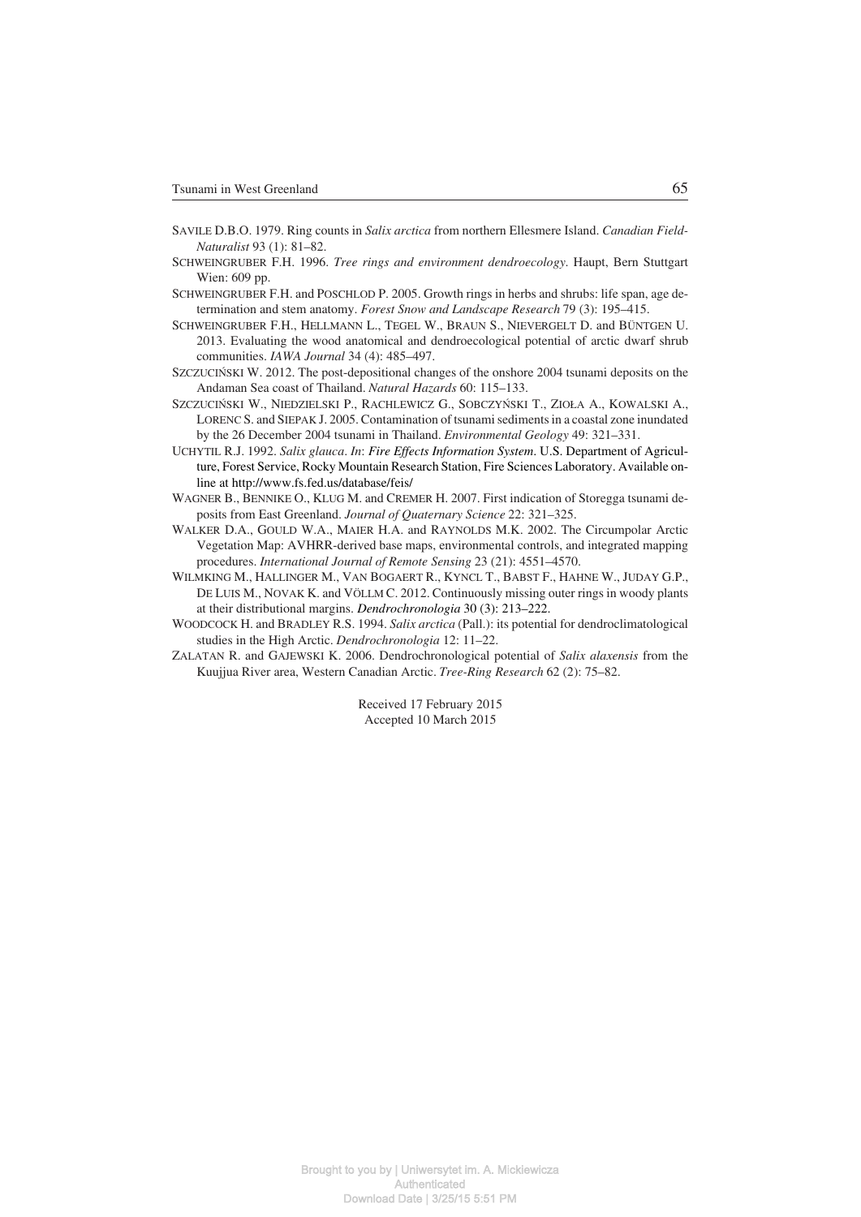SAVILE D.B.O. 1979. Ring counts in *Salix arctica* from northern Ellesmere Island. *Canadian Field-Naturalist* 93 (1): 81–82.

SCHWEINGRUBER F.H. 1996. *Tree rings and environment dendroecology*. Haupt, Bern Stuttgart Wien: 609 pp.

SCHWEINGRUBER F.H. and POSCHLOD P. 2005. Growth rings in herbs and shrubs: life span, age determination and stem anatomy. *Forest Snow and Landscape Research* 79 (3): 195–415.

SCHWEINGRUBER F.H., HELLMANN L., TEGEL W., BRAUN S., NIEVERGELT D. and BÜNTGEN U. 2013. Evaluating the wood anatomical and dendroecological potential of arctic dwarf shrub communities. *IAWA Journal* 34 (4): 485–497.

SZCZUCIŃSKI W. 2012. The post-depositional changes of the onshore 2004 tsunami deposits on the Andaman Sea coast of Thailand. *Natural Hazards* 60: 115–133.

SZCZUCIŃSKI W., NIEDZIELSKI P., RACHLEWICZ G., SOBCZYŃSKI T., ZIOŁA A., KOWALSKI A., LORENC S. and SIEPAK J. 2005. Contamination of tsunami sediments in a coastal zone inundated by the 26 December 2004 tsunami in Thailand. *Environmental Geology* 49: 321–331.

UCHYTIL R.J. 1992. *Salix glauca*. *In*: *Fire Effects Information System*. U.S. Department of Agriculture, Forest Service, Rocky Mountain Research Station, Fire Sciences Laboratory. Available online at http://www.fs.fed.us/database/feis/

WAGNER B., BENNIKE O., KLUG M. and CREMER H. 2007. First indication of Storegga tsunami deposits from East Greenland. *Journal of Quaternary Science* 22: 321–325.

WALKER D.A., GOULD W.A., MAIER H.A. and RAYNOLDS M.K. 2002. The Circumpolar Arctic Vegetation Map: AVHRR-derived base maps, environmental controls, and integrated mapping procedures. *International Journal of Remote Sensing* 23 (21): 4551–4570.

WILMKING M., HALLINGER M., VAN BOGAERT R., KYNCL T., BABST F., HAHNE W., JUDAY G.P., DE LUIS M., NOVAK K. and VÖLLM C. 2012. Continuously missing outer rings in woody plants at their distributional margins. *Dendrochronologia* 30 (3): 213–222.

WOODCOCK H. and BRADLEY R.S. 1994. *Salix arctica* (Pall.): its potential for dendroclimatological studies in the High Arctic. *Dendrochronologia* 12: 11–22.

ZALATAN R. and GAJEWSKI K. 2006. Dendrochronological potential of *Salix alaxensis* from the Kuujjua River area, Western Canadian Arctic. *Tree-Ring Research* 62 (2): 75–82.

Received 17 February 2015
Accepted 10 March 2015